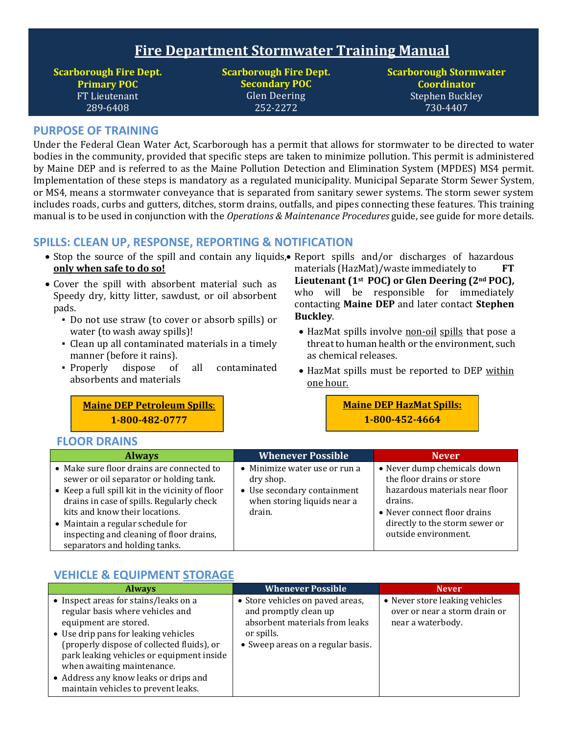# Fire Department Stormwater Training Manual

| Scarborough Fire Dept. Primary POC | Scarborough Fire Dept. Secondary POC | Scarborough Stormwater Coordinator |
|---|---|---|
| FT Lieutenant<br>289-6408 | Glen Deering<br>252-2272 | Stephen Buckley<br>730-4407 |

## PURPOSE OF TRAINING

Under the Federal Clean Water Act, Scarborough has a permit that allows for stormwater to be directed to water bodies in the community, provided that specific steps are taken to minimize pollution. This permit is administered by Maine DEP and is referred to as the Maine Pollution Detection and Elimination System (MPDES) MS4 permit. Implementation of these steps is mandatory as a regulated municipality. Municipal Separate Storm Sewer System, or MS4, means a stormwater conveyance that is separated from sanitary sewer systems. The storm sewer system includes roads, curbs and gutters, ditches, storm drains, outfalls, and pipes connecting these features. This training manual is to be used in conjunction with the *Operations & Maintenance Procedures* guide, see guide for more details.

## SPILLS: CLEAN UP, RESPONSE, REPORTING & NOTIFICATION

- Stop the source of the spill and contain any liquids, **only when safe to do so!**
- Cover the spill with absorbent material such as Speedy dry, kitty litter, sawdust, or oil absorbent pads.
  - Do not use straw (to cover or absorb spills) or water (to wash away spills)!
  - Clean up all contaminated materials in a timely manner (before it rains).
  - Properly dispose of all contaminated absorbents and materials

**Maine DEP Petroleum Spills: 1-800-482-0777**

- Report spills and/or discharges of hazardous materials (HazMat)/waste immediately to **FT Lieutenant (1st POC) or Glen Deering (2nd POC),** who will be responsible for immediately contacting **Maine DEP** and later contact **Stephen Buckley**.
  - HazMat spills involve non-oil spills that pose a threat to human health or the environment, such as chemical releases.
  - HazMat spills must be reported to DEP within one hour.

**Maine DEP HazMat Spills: 1-800-452-4664**

## FLOOR DRAINS

| Always | Whenever Possible | Never |
|---|---|---|
| • Make sure floor drains are connected to sewer or oil separator or holding tank.<br>• Keep a full spill kit in the vicinity of floor drains in case of spills. Regularly check kits and know their locations.<br>• Maintain a regular schedule for inspecting and cleaning of floor drains, separators and holding tanks. | • Minimize water use or run a dry shop.<br>• Use secondary containment when storing liquids near a drain. | • Never dump chemicals down the floor drains or store hazardous materials near floor drains.<br>• Never connect floor drains directly to the storm sewer or outside environment. |

## VEHICLE & EQUIPMENT STORAGE

| Always | Whenever Possible | Never |
|---|---|---|
| • Inspect areas for stains/leaks on a regular basis where vehicles and equipment are stored.<br>• Use drip pans for leaking vehicles (properly dispose of collected fluids), or park leaking vehicles or equipment inside when awaiting maintenance.<br>• Address any know leaks or drips and maintain vehicles to prevent leaks. | • Store vehicles on paved areas, and promptly clean up absorbent materials from leaks or spills.<br>• Sweep areas on a regular basis. | • Never store leaking vehicles over or near a storm drain or near a waterbody. |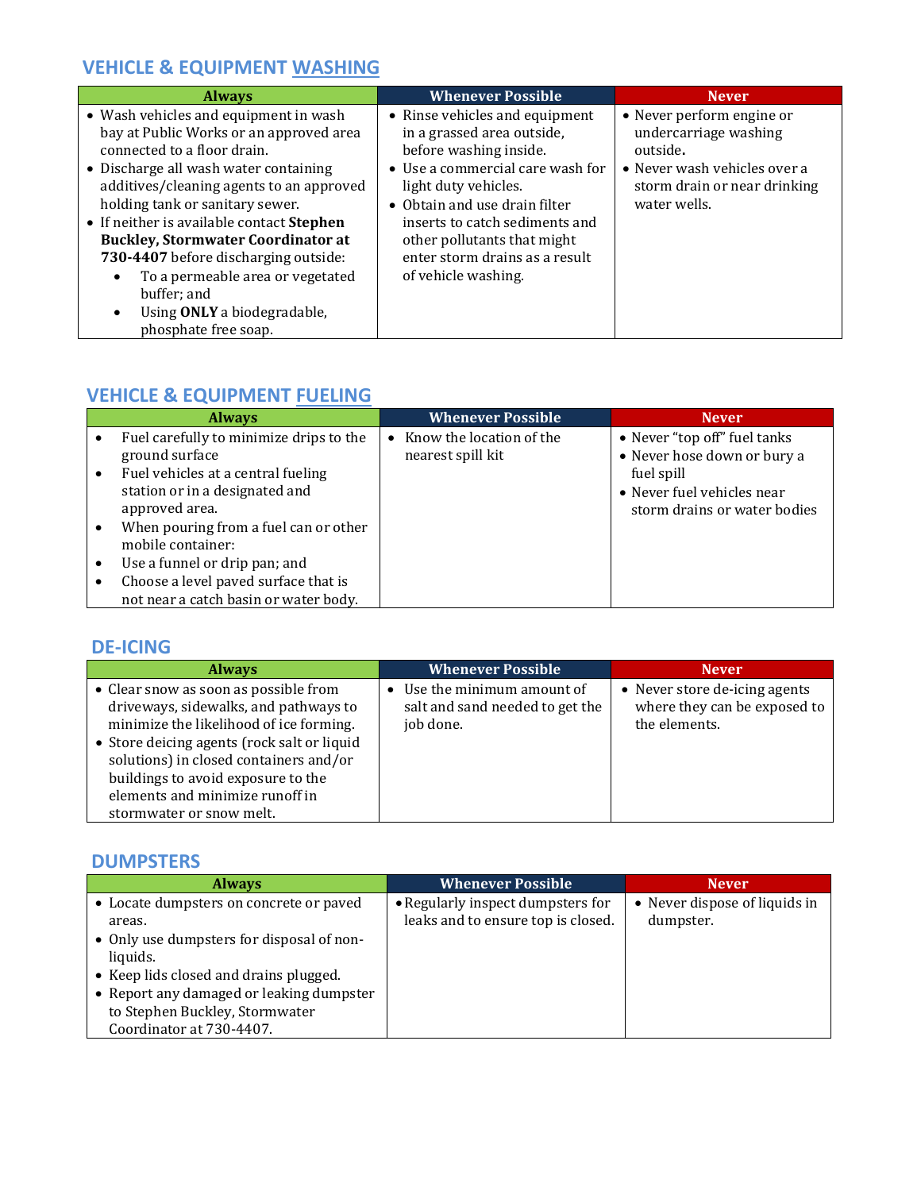## VEHICLE & EQUIPMENT WASHING

| Always | Whenever Possible | Never |
| --- | --- | --- |
| • Wash vehicles and equipment in wash bay at Public Works or an approved area connected to a floor drain.<br>• Discharge all wash water containing additives/cleaning agents to an approved holding tank or sanitary sewer.<br>• If neither is available contact **Stephen Buckley, Stormwater Coordinator at 730-4407** before discharging outside:<br>  ◦ To a permeable area or vegetated buffer; and<br>  ◦ Using **ONLY** a biodegradable, phosphate free soap. | • Rinse vehicles and equipment in a grassed area outside, before washing inside.<br>• Use a commercial care wash for light duty vehicles.<br>• Obtain and use drain filter inserts to catch sediments and other pollutants that might enter storm drains as a result of vehicle washing. | • Never perform engine or undercarriage washing outside.<br>• Never wash vehicles over a storm drain or near drinking water wells. |

## VEHICLE & EQUIPMENT FUELING

| Always | Whenever Possible | Never |
| --- | --- | --- |
| • Fuel carefully to minimize drips to the ground surface<br>• Fuel vehicles at a central fueling station or in a designated and approved area.<br>• When pouring from a fuel can or other mobile container:<br>• Use a funnel or drip pan; and<br>• Choose a level paved surface that is not near a catch basin or water body. | • Know the location of the nearest spill kit | • Never "top off" fuel tanks<br>• Never hose down or bury a fuel spill<br>• Never fuel vehicles near storm drains or water bodies |

## DE-ICING

| Always | Whenever Possible | Never |
| --- | --- | --- |
| • Clear snow as soon as possible from driveways, sidewalks, and pathways to minimize the likelihood of ice forming.<br>• Store deicing agents (rock salt or liquid solutions) in closed containers and/or buildings to avoid exposure to the elements and minimize runoff in stormwater or snow melt. | • Use the minimum amount of salt and sand needed to get the job done. | • Never store de-icing agents where they can be exposed to the elements. |

## DUMPSTERS

| Always | Whenever Possible | Never |
| --- | --- | --- |
| • Locate dumpsters on concrete or paved areas.<br>• Only use dumpsters for disposal of non-liquids.<br>• Keep lids closed and drains plugged.<br>• Report any damaged or leaking dumpster to Stephen Buckley, Stormwater Coordinator at 730-4407. | • Regularly inspect dumpsters for leaks and to ensure top is closed. | • Never dispose of liquids in dumpster. |